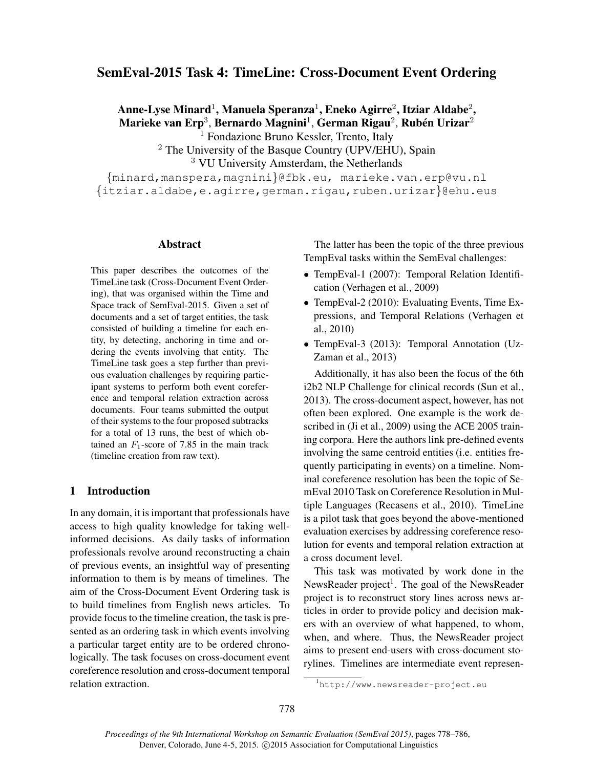# SemEval-2015 Task 4: TimeLine: Cross-Document Event Ordering

**Anne-Lyse Minard**[1], **Manuela Speranza**[1], **Eneko Agirre**[2], **Itziar Aldabe**[2], **Marieke van Erp**[3], **Bernardo Magnini**[1], **German Rigau**[2], **Rubén Urizar**[2]

[1] Fondazione Bruno Kessler, Trento, Italy
[2] The University of the Basque Country (UPV/EHU), Spain
[3] VU University Amsterdam, the Netherlands

{minard,manspera,magnini}@fbk.eu, marieke.van.erp@vu.nl
{itziar.aldabe,e.agirre,german.rigau,ruben.urizar}@ehu.eus

## Abstract

This paper describes the outcomes of the TimeLine task (Cross-Document Event Ordering), that was organised within the Time and Space track of SemEval-2015. Given a set of documents and a set of target entities, the task consisted of building a timeline for each entity, by detecting, anchoring in time and ordering the events involving that entity. The TimeLine task goes a step further than previous evaluation challenges by requiring participant systems to perform both event coreference and temporal relation extraction across documents. Four teams submitted the output of their systems to the four proposed subtracks for a total of 13 runs, the best of which obtained an $F_1$-score of 7.85 in the main track (timeline creation from raw text).

## 1 Introduction

In any domain, it is important that professionals have access to high quality knowledge for taking well-informed decisions. As daily tasks of information professionals revolve around reconstructing a chain of previous events, an insightful way of presenting information to them is by means of timelines. The aim of the Cross-Document Event Ordering task is to build timelines from English news articles. To provide focus to the timeline creation, the task is presented as an ordering task in which events involving a particular target entity are to be ordered chronologically. The task focuses on cross-document event coreference resolution and cross-document temporal relation extraction.

The latter has been the topic of the three previous TempEval tasks within the SemEval challenges:

- TempEval-1 (2007): Temporal Relation Identification (Verhagen et al., 2009)
- TempEval-2 (2010): Evaluating Events, Time Expressions, and Temporal Relations (Verhagen et al., 2010)
- TempEval-3 (2013): Temporal Annotation (UzZaman et al., 2013)

Additionally, it has also been the focus of the 6th i2b2 NLP Challenge for clinical records (Sun et al., 2013). The cross-document aspect, however, has not often been explored. One example is the work described in (Ji et al., 2009) using the ACE 2005 training corpora. Here the authors link pre-defined events involving the same centroid entities (i.e. entities frequently participating in events) on a timeline. Nominal coreference resolution has been the topic of SemEval 2010 Task on Coreference Resolution in Multiple Languages (Recasens et al., 2010). TimeLine is a pilot task that goes beyond the above-mentioned evaluation exercises by addressing coreference resolution for events and temporal relation extraction at a cross document level.

This task was motivated by work done in the NewsReader project[1]. The goal of the NewsReader project is to reconstruct story lines across news articles in order to provide policy and decision makers with an overview of what happened, to whom, when, and where. Thus, the NewsReader project aims to present end-users with cross-document storylines. Timelines are intermediate event represen-

[1] http://www.newsreader-project.eu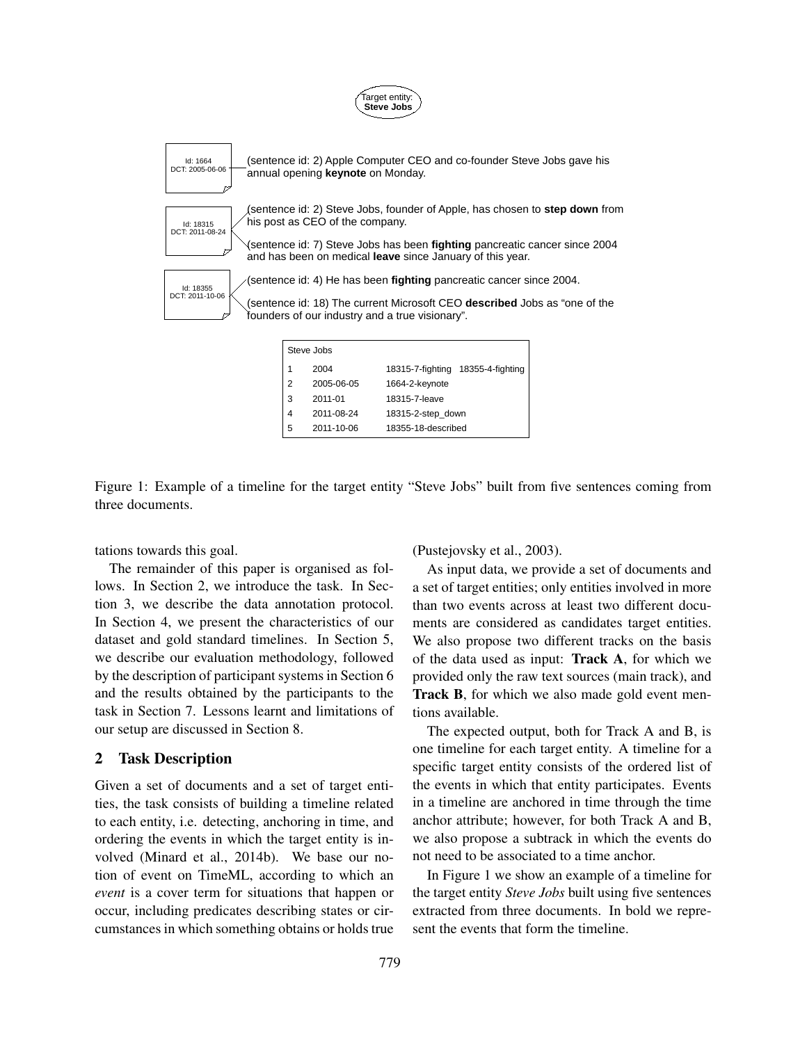Target entity: **Steve Jobs**

Id: 1664
DCT: 2005-06-06

(sentence id: 2) Apple Computer CEO and co-founder Steve Jobs gave his annual opening **keynote** on Monday.

Id: 18315
DCT: 2011-08-24

(sentence id: 2) Steve Jobs, founder of Apple, has chosen to **step down** from his post as CEO of the company.

(sentence id: 7) Steve Jobs has been **fighting** pancreatic cancer since 2004 and has been on medical **leave** since January of this year.

Id: 18355
DCT: 2011-10-06

(sentence id: 4) He has been **fighting** pancreatic cancer since 2004.

(sentence id: 18) The current Microsoft CEO **described** Jobs as "one of the founders of our industry and a true visionary".

| Steve Jobs | | | |
|---|---|---|---|
| 1 | 2004 | 18315-7-fighting | 18355-4-fighting |
| 2 | 2005-06-05 | 1664-2-keynote | |
| 3 | 2011-01 | 18315-7-leave | |
| 4 | 2011-08-24 | 18315-2-step_down | |
| 5 | 2011-10-06 | 18355-18-described | |

Figure 1: Example of a timeline for the target entity "Steve Jobs" built from five sentences coming from three documents.

tations towards this goal.

The remainder of this paper is organised as follows. In Section 2, we introduce the task. In Section 3, we describe the data annotation protocol. In Section 4, we present the characteristics of our dataset and gold standard timelines. In Section 5, we describe our evaluation methodology, followed by the description of participant systems in Section 6 and the results obtained by the participants to the task in Section 7. Lessons learnt and limitations of our setup are discussed in Section 8.

## 2 Task Description

Given a set of documents and a set of target entities, the task consists of building a timeline related to each entity, i.e. detecting, anchoring in time, and ordering the events in which the target entity is involved (Minard et al., 2014b). We base our notion of event on TimeML, according to which an *event* is a cover term for situations that happen or occur, including predicates describing states or circumstances in which something obtains or holds true (Pustejovsky et al., 2003).

As input data, we provide a set of documents and a set of target entities; only entities involved in more than two events across at least two different documents are considered as candidates target entities. We also propose two different tracks on the basis of the data used as input: **Track A**, for which we provided only the raw text sources (main track), and **Track B**, for which we also made gold event mentions available.

The expected output, both for Track A and B, is one timeline for each target entity. A timeline for a specific target entity consists of the ordered list of the events in which that entity participates. Events in a timeline are anchored in time through the time anchor attribute; however, for both Track A and B, we also propose a subtrack in which the events do not need to be associated to a time anchor.

In Figure 1 we show an example of a timeline for the target entity *Steve Jobs* built using five sentences extracted from three documents. In bold we represent the events that form the timeline.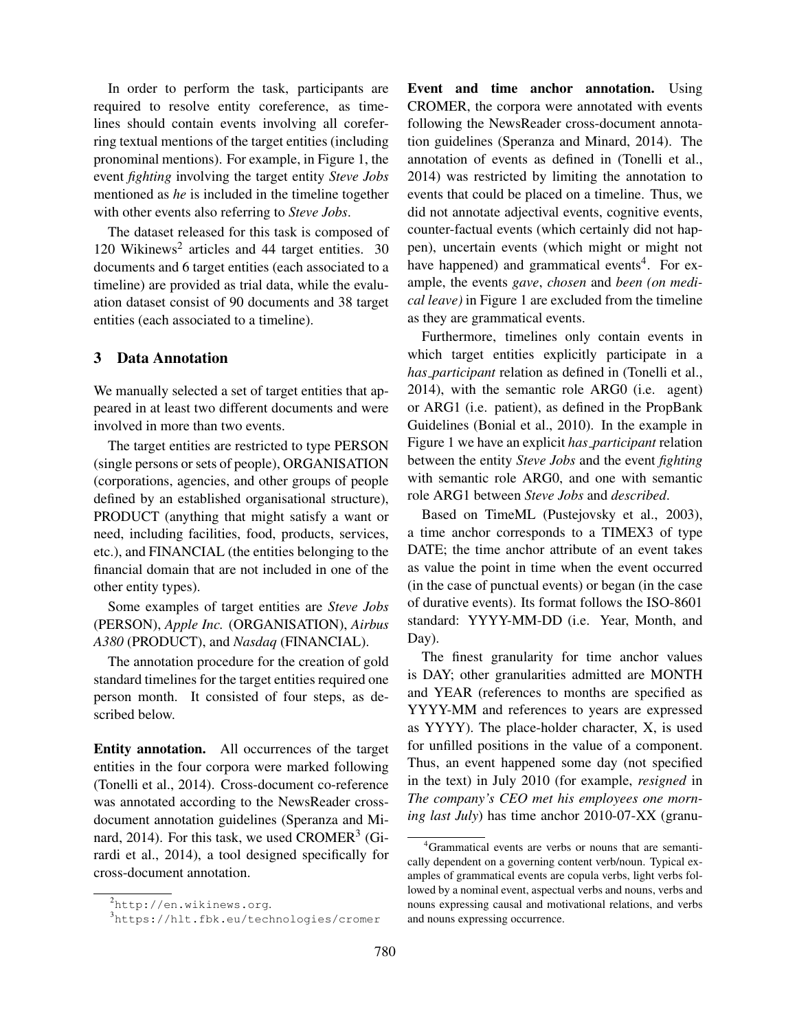In order to perform the task, participants are required to resolve entity coreference, as timelines should contain events involving all coreferring textual mentions of the target entities (including pronominal mentions). For example, in Figure 1, the event *fighting* involving the target entity *Steve Jobs* mentioned as *he* is included in the timeline together with other events also referring to *Steve Jobs*.

The dataset released for this task is composed of 120 Wikinews[2] articles and 44 target entities. 30 documents and 6 target entities (each associated to a timeline) are provided as trial data, while the evaluation dataset consist of 90 documents and 38 target entities (each associated to a timeline).

## 3 Data Annotation

We manually selected a set of target entities that appeared in at least two different documents and were involved in more than two events.

The target entities are restricted to type PERSON (single persons or sets of people), ORGANISATION (corporations, agencies, and other groups of people defined by an established organisational structure), PRODUCT (anything that might satisfy a want or need, including facilities, food, products, services, etc.), and FINANCIAL (the entities belonging to the financial domain that are not included in one of the other entity types).

Some examples of target entities are *Steve Jobs* (PERSON), *Apple Inc.* (ORGANISATION), *Airbus A380* (PRODUCT), and *Nasdaq* (FINANCIAL).

The annotation procedure for the creation of gold standard timelines for the target entities required one person month. It consisted of four steps, as described below.

**Entity annotation.** All occurrences of the target entities in the four corpora were marked following (Tonelli et al., 2014). Cross-document co-reference was annotated according to the NewsReader cross-document annotation guidelines (Speranza and Minard, 2014). For this task, we used CROMER[3] (Girardi et al., 2014), a tool designed specifically for cross-document annotation.

[2] http://en.wikinews.org.

[3] https://hlt.fbk.eu/technologies/cromer

**Event and time anchor annotation.** Using CROMER, the corpora were annotated with events following the NewsReader cross-document annotation guidelines (Speranza and Minard, 2014). The annotation of events as defined in (Tonelli et al., 2014) was restricted by limiting the annotation to events that could be placed on a timeline. Thus, we did not annotate adjectival events, cognitive events, counter-factual events (which certainly did not happen), uncertain events (which might or might not have happened) and grammatical events[4]. For example, the events *gave*, *chosen* and *been (on medical leave)* in Figure 1 are excluded from the timeline as they are grammatical events.

Furthermore, timelines only contain events in which target entities explicitly participate in a *has_participant* relation as defined in (Tonelli et al., 2014), with the semantic role ARG0 (i.e. agent) or ARG1 (i.e. patient), as defined in the PropBank Guidelines (Bonial et al., 2010). In the example in Figure 1 we have an explicit *has_participant* relation between the entity *Steve Jobs* and the event *fighting* with semantic role ARG0, and one with semantic role ARG1 between *Steve Jobs* and *described*.

Based on TimeML (Pustejovsky et al., 2003), a time anchor corresponds to a TIMEX3 of type DATE; the time anchor attribute of an event takes as value the point in time when the event occurred (in the case of punctual events) or began (in the case of durative events). Its format follows the ISO-8601 standard: YYYY-MM-DD (i.e. Year, Month, and Day).

The finest granularity for time anchor values is DAY; other granularities admitted are MONTH and YEAR (references to months are specified as YYYY-MM and references to years are expressed as YYYY). The place-holder character, X, is used for unfilled positions in the value of a component. Thus, an event happened some day (not specified in the text) in July 2010 (for example, *resigned* in *The company's CEO met his employees one morning last July*) has time anchor 2010-07-XX (granu-

[4] Grammatical events are verbs or nouns that are semantically dependent on a governing content verb/noun. Typical examples of grammatical events are copula verbs, light verbs followed by a nominal event, aspectual verbs and nouns, verbs and nouns expressing causal and motivational relations, and verbs and nouns expressing occurrence.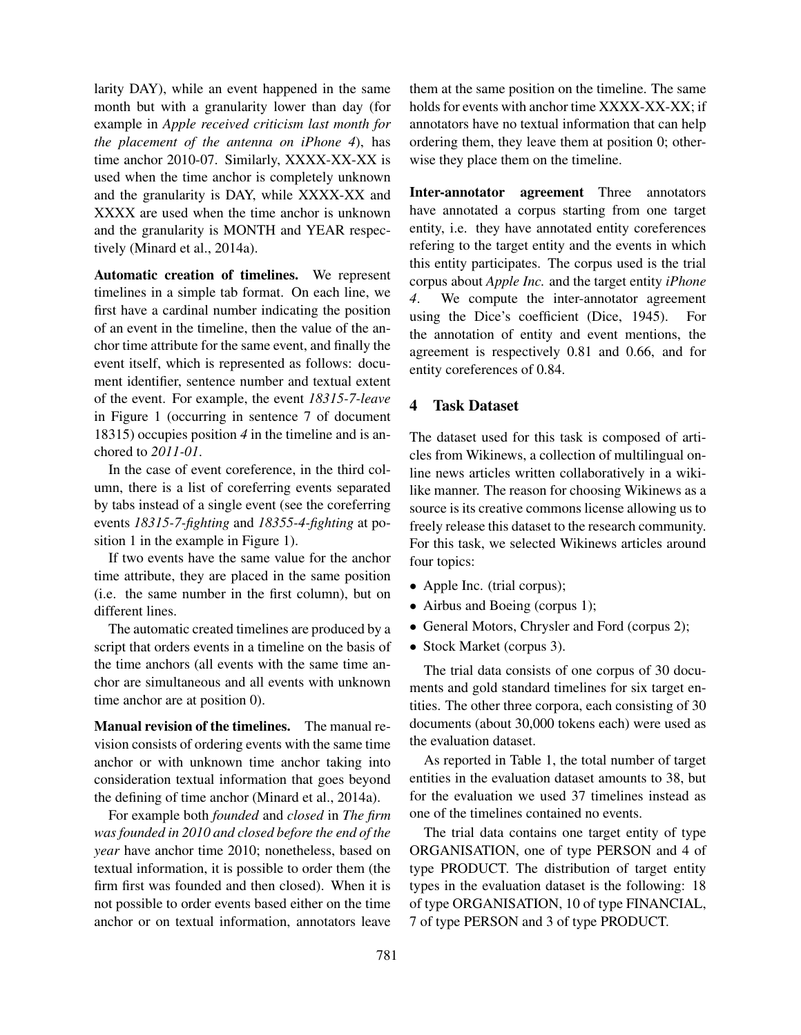larity DAY), while an event happened in the same month but with a granularity lower than day (for example in *Apple received criticism last month for the placement of the antenna on iPhone 4*), has time anchor 2010-07. Similarly, XXXX-XX-XX is used when the time anchor is completely unknown and the granularity is DAY, while XXXX-XX and XXXX are used when the time anchor is unknown and the granularity is MONTH and YEAR respectively (Minard et al., 2014a).

**Automatic creation of timelines.** We represent timelines in a simple tab format. On each line, we first have a cardinal number indicating the position of an event in the timeline, then the value of the anchor time attribute for the same event, and finally the event itself, which is represented as follows: document identifier, sentence number and textual extent of the event. For example, the event *18315-7-leave* in Figure 1 (occurring in sentence 7 of document 18315) occupies position *4* in the timeline and is anchored to *2011-01*.

In the case of event coreference, in the third column, there is a list of coreferring events separated by tabs instead of a single event (see the coreferring events *18315-7-fighting* and *18355-4-fighting* at position 1 in the example in Figure 1).

If two events have the same value for the anchor time attribute, they are placed in the same position (i.e. the same number in the first column), but on different lines.

The automatic created timelines are produced by a script that orders events in a timeline on the basis of the time anchors (all events with the same time anchor are simultaneous and all events with unknown time anchor are at position 0).

**Manual revision of the timelines.** The manual revision consists of ordering events with the same time anchor or with unknown time anchor taking into consideration textual information that goes beyond the defining of time anchor (Minard et al., 2014a).

For example both *founded* and *closed* in *The firm was founded in 2010 and closed before the end of the year* have anchor time 2010; nonetheless, based on textual information, it is possible to order them (the firm first was founded and then closed). When it is not possible to order events based either on the time anchor or on textual information, annotators leave them at the same position on the timeline. The same holds for events with anchor time XXXX-XX-XX; if annotators have no textual information that can help ordering them, they leave them at position 0; otherwise they place them on the timeline.

**Inter-annotator agreement** Three annotators have annotated a corpus starting from one target entity, i.e. they have annotated entity coreferences refering to the target entity and the events in which this entity participates. The corpus used is the trial corpus about *Apple Inc.* and the target entity *iPhone 4*. We compute the inter-annotator agreement using the Dice's coefficient (Dice, 1945). For the annotation of entity and event mentions, the agreement is respectively 0.81 and 0.66, and for entity coreferences of 0.84.

## 4 Task Dataset

The dataset used for this task is composed of articles from Wikinews, a collection of multilingual online news articles written collaboratively in a wiki-like manner. The reason for choosing Wikinews as a source is its creative commons license allowing us to freely release this dataset to the research community. For this task, we selected Wikinews articles around four topics:

- Apple Inc. (trial corpus);
- Airbus and Boeing (corpus 1);
- General Motors, Chrysler and Ford (corpus 2);
- Stock Market (corpus 3).

The trial data consists of one corpus of 30 documents and gold standard timelines for six target entities. The other three corpora, each consisting of 30 documents (about 30,000 tokens each) were used as the evaluation dataset.

As reported in Table 1, the total number of target entities in the evaluation dataset amounts to 38, but for the evaluation we used 37 timelines instead as one of the timelines contained no events.

The trial data contains one target entity of type ORGANISATION, one of type PERSON and 4 of type PRODUCT. The distribution of target entity types in the evaluation dataset is the following: 18 of type ORGANISATION, 10 of type FINANCIAL, 7 of type PERSON and 3 of type PRODUCT.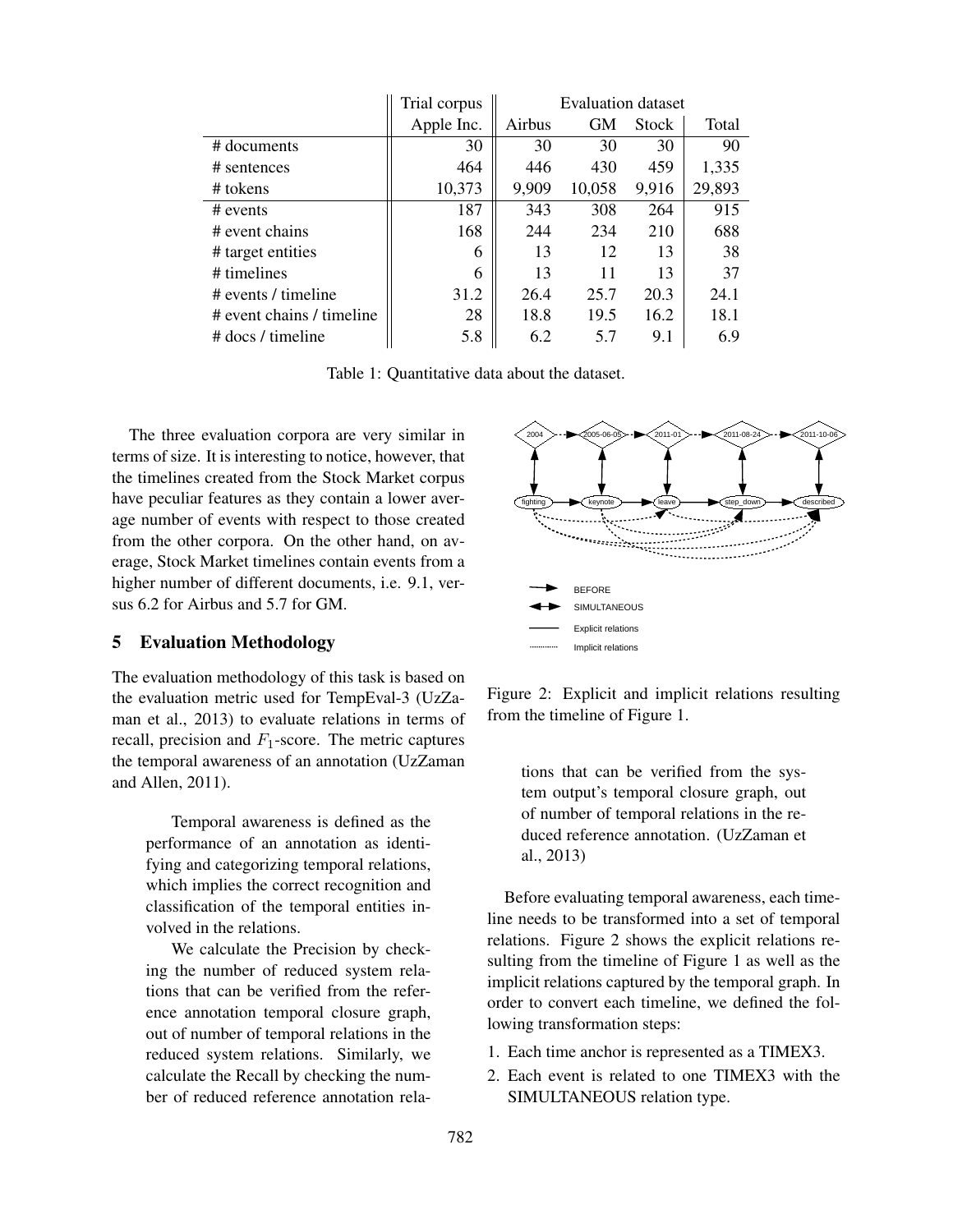| | Trial corpus | Evaluation dataset | | | |
|---|---|---|---|---|---|
| | Apple Inc. | Airbus | GM | Stock | Total |
| # documents | 30 | 30 | 30 | 30 | 90 |
| # sentences | 464 | 446 | 430 | 459 | 1,335 |
| # tokens | 10,373 | 9,909 | 10,058 | 9,916 | 29,893 |
| # events | 187 | 343 | 308 | 264 | 915 |
| # event chains | 168 | 244 | 234 | 210 | 688 |
| # target entities | 6 | 13 | 12 | 13 | 38 |
| # timelines | 6 | 13 | 11 | 13 | 37 |
| # events / timeline | 31.2 | 26.4 | 25.7 | 20.3 | 24.1 |
| # event chains / timeline | 28 | 18.8 | 19.5 | 16.2 | 18.1 |
| # docs / timeline | 5.8 | 6.2 | 5.7 | 9.1 | 6.9 |

Table 1: Quantitative data about the dataset.

The three evaluation corpora are very similar in terms of size. It is interesting to notice, however, that the timelines created from the Stock Market corpus have peculiar features as they contain a lower average number of events with respect to those created from the other corpora. On the other hand, on average, Stock Market timelines contain events from a higher number of different documents, i.e. 9.1, versus 6.2 for Airbus and 5.7 for GM.

## 5 Evaluation Methodology

The evaluation methodology of this task is based on the evaluation metric used for TempEval-3 (UzZaman et al., 2013) to evaluate relations in terms of recall, precision and $F_1$-score. The metric captures the temporal awareness of an annotation (UzZaman and Allen, 2011).

> Temporal awareness is defined as the performance of an annotation as identifying and categorizing temporal relations, which implies the correct recognition and classification of the temporal entities involved in the relations.
>
> We calculate the Precision by checking the number of reduced system relations that can be verified from the reference annotation temporal closure graph, out of number of temporal relations in the reduced system relations. Similarly, we calculate the Recall by checking the number of reduced reference annotation relations that can be verified from the system output's temporal closure graph, out of number of temporal relations in the reduced reference annotation. (UzZaman et al., 2013)

Figure 2: Explicit and implicit relations resulting from the timeline of Figure 1.

Before evaluating temporal awareness, each timeline needs to be transformed into a set of temporal relations. Figure 2 shows the explicit relations resulting from the timeline of Figure 1 as well as the implicit relations captured by the temporal graph. In order to convert each timeline, we defined the following transformation steps:

1. Each time anchor is represented as a TIMEX3.
2. Each event is related to one TIMEX3 with the SIMULTANEOUS relation type.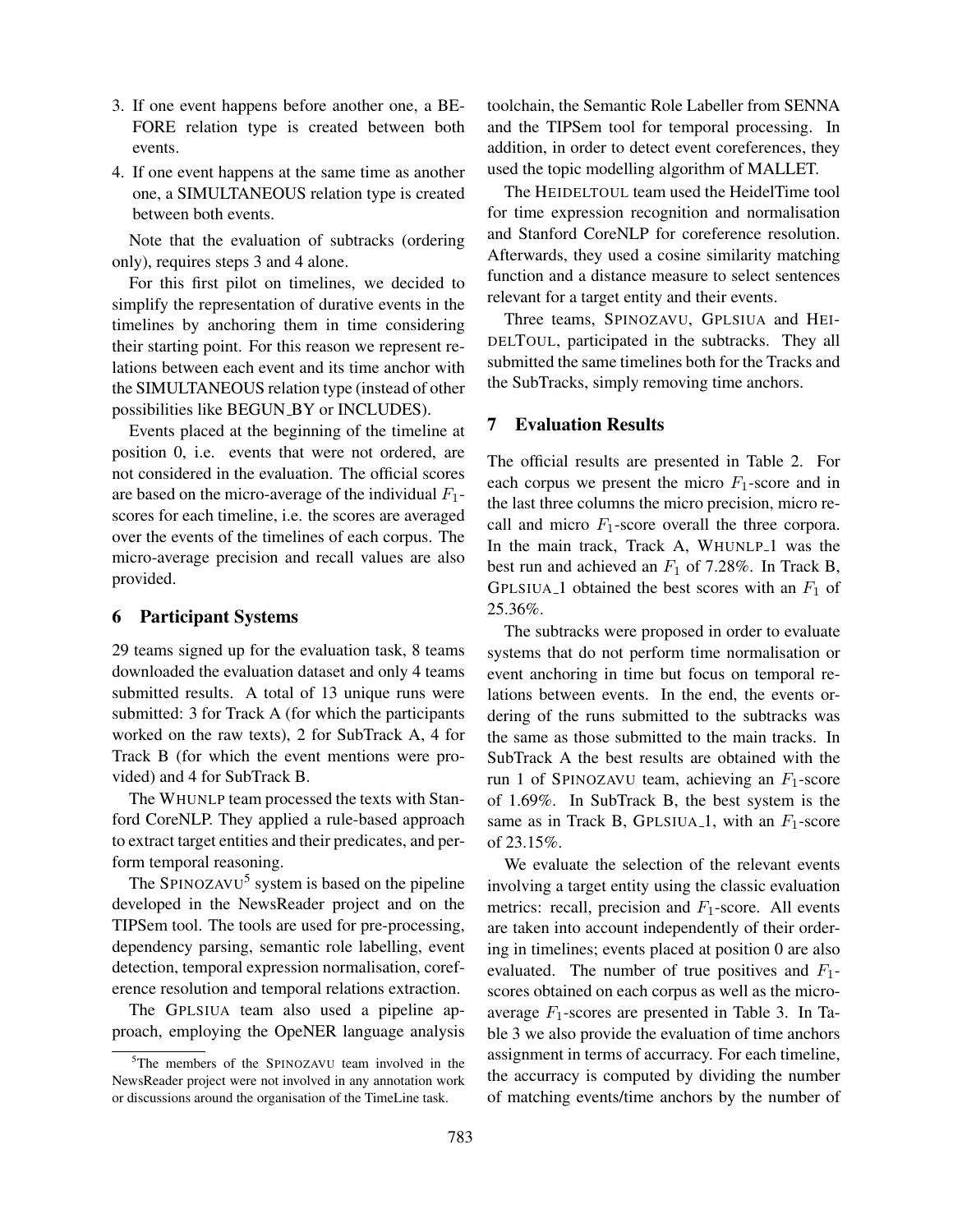3. If one event happens before another one, a BEFORE relation type is created between both events.
4. If one event happens at the same time as another one, a SIMULTANEOUS relation type is created between both events.

Note that the evaluation of subtracks (ordering only), requires steps 3 and 4 alone.

For this first pilot on timelines, we decided to simplify the representation of durative events in the timelines by anchoring them in time considering their starting point. For this reason we represent relations between each event and its time anchor with the SIMULTANEOUS relation type (instead of other possibilities like BEGUN_BY or INCLUDES).

Events placed at the beginning of the timeline at position 0, i.e. events that were not ordered, are not considered in the evaluation. The official scores are based on the micro-average of the individual $F_1$-scores for each timeline, i.e. the scores are averaged over the events of the timelines of each corpus. The micro-average precision and recall values are also provided.

## 6 Participant Systems

29 teams signed up for the evaluation task, 8 teams downloaded the evaluation dataset and only 4 teams submitted results. A total of 13 unique runs were submitted: 3 for Track A (for which the participants worked on the raw texts), 2 for SubTrack A, 4 for Track B (for which the event mentions were provided) and 4 for SubTrack B.

The WHUNLP team processed the texts with Stanford CoreNLP. They applied a rule-based approach to extract target entities and their predicates, and perform temporal reasoning.

The SPINOZAVU[5] system is based on the pipeline developed in the NewsReader project and on the TIPSem tool. The tools are used for pre-processing, dependency parsing, semantic role labelling, event detection, temporal expression normalisation, coreference resolution and temporal relations extraction.

The GPLSIUA team also used a pipeline approach, employing the OpeNER language analysis toolchain, the Semantic Role Labeller from SENNA and the TIPSem tool for temporal processing. In addition, in order to detect event coreferences, they used the topic modelling algorithm of MALLET.

The HEIDELTOUL team used the HeidelTime tool for time expression recognition and normalisation and Stanford CoreNLP for coreference resolution. Afterwards, they used a cosine similarity matching function and a distance measure to select sentences relevant for a target entity and their events.

Three teams, SPINOZAVU, GPLSIUA and HEIDELTOUL, participated in the subtracks. They all submitted the same timelines both for the Tracks and the SubTracks, simply removing time anchors.

## 7 Evaluation Results

The official results are presented in Table 2. For each corpus we present the micro $F_1$-score and in the last three columns the micro precision, micro recall and micro $F_1$-score overall the three corpora. In the main track, Track A, WHUNLP_1 was the best run and achieved an $F_1$ of 7.28%. In Track B, GPLSIUA_1 obtained the best scores with an $F_1$ of 25.36%.

The subtracks were proposed in order to evaluate systems that do not perform time normalisation or event anchoring in time but focus on temporal relations between events. In the end, the events ordering of the runs submitted to the subtracks was the same as those submitted to the main tracks. In SubTrack A the best results are obtained with the run 1 of SPINOZAVU team, achieving an $F_1$-score of 1.69%. In SubTrack B, the best system is the same as in Track B, GPLSIUA_1, with an $F_1$-score of 23.15%.

We evaluate the selection of the relevant events involving a target entity using the classic evaluation metrics: recall, precision and $F_1$-score. All events are taken into account independently of their ordering in timelines; events placed at position 0 are also evaluated. The number of true positives and $F_1$-scores obtained on each corpus as well as the micro-average $F_1$-scores are presented in Table 3. In Table 3 we also provide the evaluation of time anchors assignment in terms of accurracy. For each timeline, the accurracy is computed by dividing the number of matching events/time anchors by the number of

[5]The members of the SPINOZAVU team involved in the NewsReader project were not involved in any annotation work or discussions around the organisation of the TimeLine task.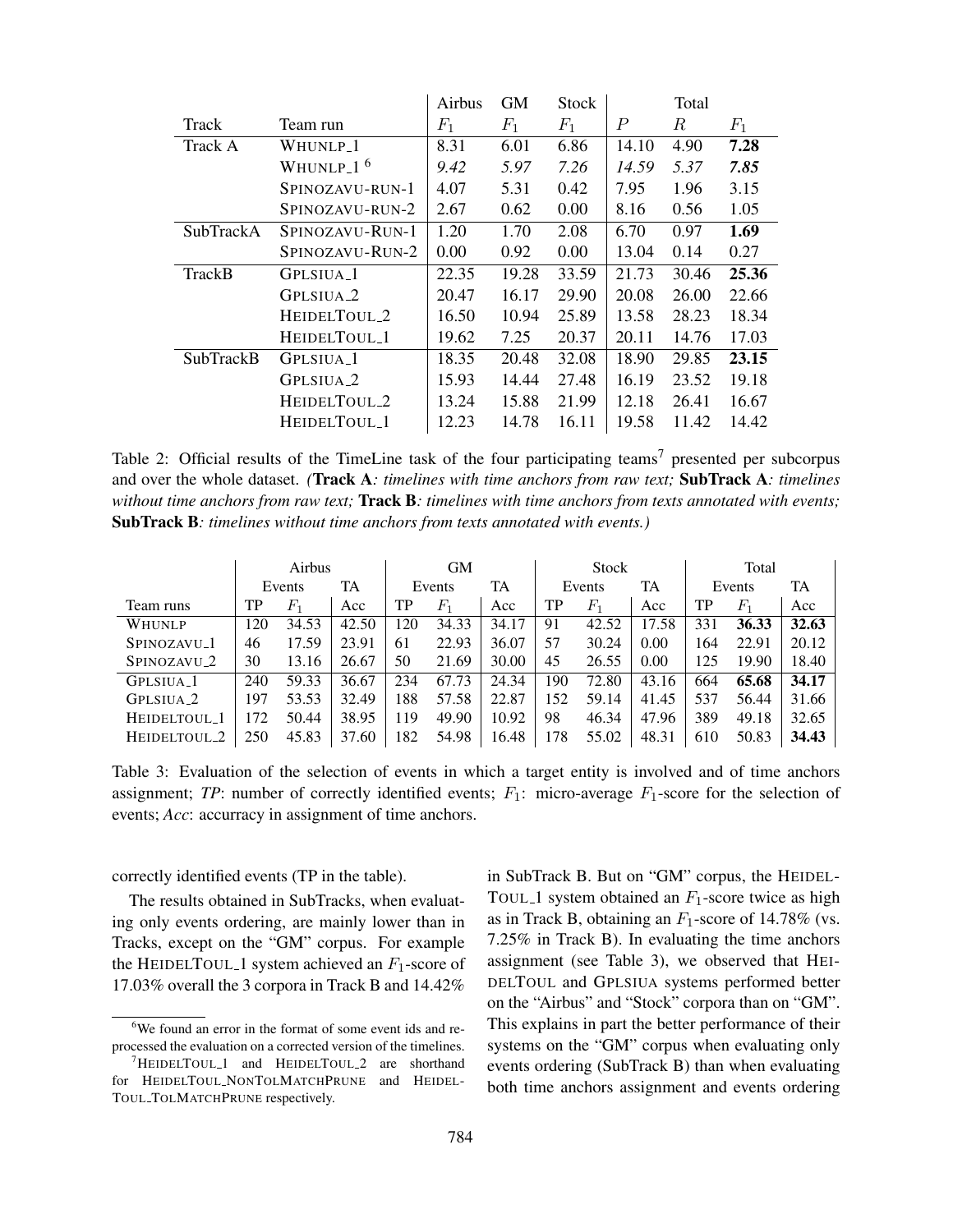| | | Airbus | GM | Stock | Total | | |
|---|---|---|---|---|---|---|---|
| Track | Team run | $F_1$ | $F_1$ | $F_1$ | $P$ | $R$ | $F_1$ |
| Track A | WHUNLP_1 | 8.31 | 6.01 | 6.86 | 14.10 | 4.90 | **7.28** |
| | WHUNLP_1 [6] | *9.42* | *5.97* | *7.26* | *14.59* | *5.37* | ***7.85*** |
| | SPINOZAVU-RUN-1 | 4.07 | 5.31 | 0.42 | 7.95 | 1.96 | 3.15 |
| | SPINOZAVU-RUN-2 | 2.67 | 0.62 | 0.00 | 8.16 | 0.56 | 1.05 |
| SubTrackA | SPINOZAVU-RUN-1 | 1.20 | 1.70 | 2.08 | 6.70 | 0.97 | **1.69** |
| | SPINOZAVU-RUN-2 | 0.00 | 0.92 | 0.00 | 13.04 | 0.14 | 0.27 |
| TrackB | GPLSIUA_1 | 22.35 | 19.28 | 33.59 | 21.73 | 30.46 | **25.36** |
| | GPLSIUA_2 | 20.47 | 16.17 | 29.90 | 20.08 | 26.00 | 22.66 |
| | HEIDELTOUL_2 | 16.50 | 10.94 | 25.89 | 13.58 | 28.23 | 18.34 |
| | HEIDELTOUL_1 | 19.62 | 7.25 | 20.37 | 20.11 | 14.76 | 17.03 |
| SubTrackB | GPLSIUA_1 | 18.35 | 20.48 | 32.08 | 18.90 | 29.85 | **23.15** |
| | GPLSIUA_2 | 15.93 | 14.44 | 27.48 | 16.19 | 23.52 | 19.18 |
| | HEIDELTOUL_2 | 13.24 | 15.88 | 21.99 | 12.18 | 26.41 | 16.67 |
| | HEIDELTOUL_1 | 12.23 | 14.78 | 16.11 | 19.58 | 11.42 | 14.42 |

Table 2: Official results of the TimeLine task of the four participating teams[7] presented per subcorpus and over the whole dataset. *(**Track A**: timelines with time anchors from raw text; **SubTrack A**: timelines without time anchors from raw text; **Track B**: timelines with time anchors from texts annotated with events; **SubTrack B**: timelines without time anchors from texts annotated with events.)*

| | Airbus | | | GM | | | Stock | | | Total | | |
|---|---|---|---|---|---|---|---|---|---|---|---|---|
| | Events | | TA | Events | | TA | Events | | TA | Events | | TA |
| Team runs | TP | $F_1$ | Acc | TP | $F_1$ | Acc | TP | $F_1$ | Acc | TP | $F_1$ | Acc |
| WHUNLP | 120 | 34.53 | 42.50 | 120 | 34.33 | 34.17 | 91 | 42.52 | 17.58 | 331 | **36.33** | **32.63** |
| SPINOZAVU_1 | 46 | 17.59 | 23.91 | 61 | 22.93 | 36.07 | 57 | 30.24 | 0.00 | 164 | 22.91 | 20.12 |
| SPINOZAVU_2 | 30 | 13.16 | 26.67 | 50 | 21.69 | 30.00 | 45 | 26.55 | 0.00 | 125 | 19.90 | 18.40 |
| GPLSIUA_1 | 240 | 59.33 | 36.67 | 234 | 67.73 | 24.34 | 190 | 72.80 | 43.16 | 664 | **65.68** | 34.17 |
| GPLSIUA_2 | 197 | 53.53 | 32.49 | 188 | 57.58 | 22.87 | 152 | 59.14 | 41.45 | 537 | 56.44 | 31.66 |
| HEIDELTOUL_1 | 172 | 50.44 | 38.95 | 119 | 49.90 | 10.92 | 98 | 46.34 | 47.96 | 389 | 49.18 | 32.65 |
| HEIDELTOUL_2 | 250 | 45.83 | 37.60 | 182 | 54.98 | 16.48 | 178 | 55.02 | 48.31 | 610 | 50.83 | **34.43** |

Table 3: Evaluation of the selection of events in which a target entity is involved and of time anchors assignment; *TP*: number of correctly identified events; $F_1$: micro-average $F_1$-score for the selection of events; *Acc*: accurracy in assignment of time anchors.

correctly identified events (TP in the table).

The results obtained in SubTracks, when evaluating only events ordering, are mainly lower than in Tracks, except on the "GM" corpus. For example the HEIDELTOUL_1 system achieved an $F_1$-score of 17.03% overall the 3 corpora in Track B and 14.42% in SubTrack B. But on "GM" corpus, the HEIDELTOUL_1 system obtained an $F_1$-score twice as high as in Track B, obtaining an $F_1$-score of 14.78% (vs. 7.25% in Track B). In evaluating the time anchors assignment (see Table 3), we observed that HEIDELTOUL and GPLSIUA systems performed better on the "Airbus" and "Stock" corpora than on "GM". This explains in part the better performance of their systems on the "GM" corpus when evaluating only events ordering (SubTrack B) than when evaluating both time anchors assignment and events ordering

[6] We found an error in the format of some event ids and reprocessed the evaluation on a corrected version of the timelines.

[7] HEIDELTOUL_1 and HEIDELTOUL_2 are shorthand for HEIDELTOUL_NONTOLMATCHPRUNE and HEIDELTOUL_TOLMATCHPRUNE respectively.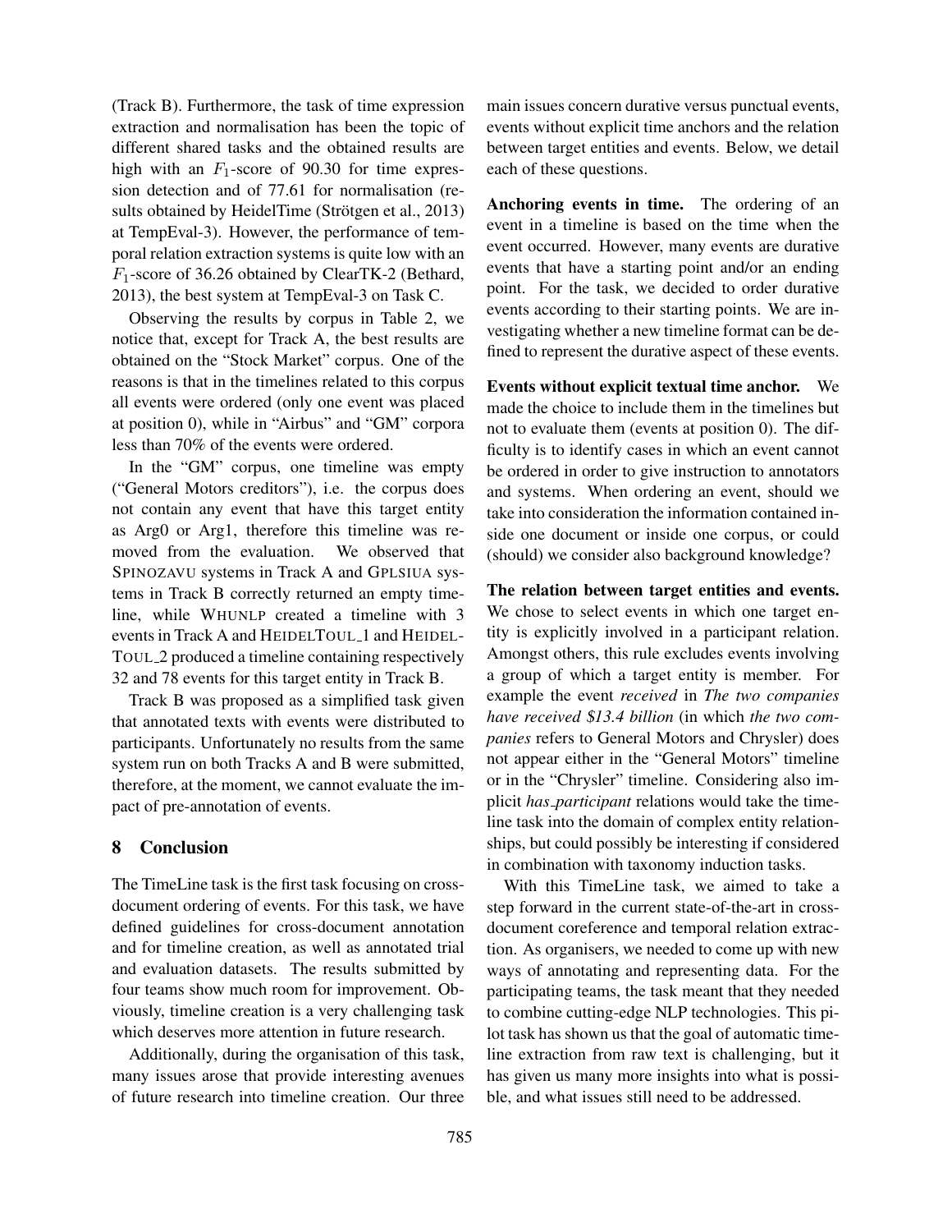(Track B). Furthermore, the task of time expression extraction and normalisation has been the topic of different shared tasks and the obtained results are high with an $F_1$-score of 90.30 for time expression detection and of 77.61 for normalisation (results obtained by HeidelTime (Strötgen et al., 2013) at TempEval-3). However, the performance of temporal relation extraction systems is quite low with an $F_1$-score of 36.26 obtained by ClearTK-2 (Bethard, 2013), the best system at TempEval-3 on Task C.

Observing the results by corpus in Table 2, we notice that, except for Track A, the best results are obtained on the "Stock Market" corpus. One of the reasons is that in the timelines related to this corpus all events were ordered (only one event was placed at position 0), while in "Airbus" and "GM" corpora less than 70% of the events were ordered.

In the "GM" corpus, one timeline was empty ("General Motors creditors"), i.e. the corpus does not contain any event that have this target entity as Arg0 or Arg1, therefore this timeline was removed from the evaluation. We observed that SPINOZAVU systems in Track A and GPLSIUA systems in Track B correctly returned an empty timeline, while WHUNLP created a timeline with 3 events in Track A and HEIDELTOUL_1 and HEIDELTOUL_2 produced a timeline containing respectively 32 and 78 events for this target entity in Track B.

Track B was proposed as a simplified task given that annotated texts with events were distributed to participants. Unfortunately no results from the same system run on both Tracks A and B were submitted, therefore, at the moment, we cannot evaluate the impact of pre-annotation of events.

## 8 Conclusion

The TimeLine task is the first task focusing on cross-document ordering of events. For this task, we have defined guidelines for cross-document annotation and for timeline creation, as well as annotated trial and evaluation datasets. The results submitted by four teams show much room for improvement. Obviously, timeline creation is a very challenging task which deserves more attention in future research.

Additionally, during the organisation of this task, many issues arose that provide interesting avenues of future research into timeline creation. Our three main issues concern durative versus punctual events, events without explicit time anchors and the relation between target entities and events. Below, we detail each of these questions.

**Anchoring events in time.** The ordering of an event in a timeline is based on the time when the event occurred. However, many events are durative events that have a starting point and/or an ending point. For the task, we decided to order durative events according to their starting points. We are investigating whether a new timeline format can be defined to represent the durative aspect of these events.

**Events without explicit textual time anchor.** We made the choice to include them in the timelines but not to evaluate them (events at position 0). The difficulty is to identify cases in which an event cannot be ordered in order to give instruction to annotators and systems. When ordering an event, should we take into consideration the information contained inside one document or inside one corpus, or could (should) we consider also background knowledge?

**The relation between target entities and events.** We chose to select events in which one target entity is explicitly involved in a participant relation. Amongst others, this rule excludes events involving a group of which a target entity is member. For example the event *received* in *The two companies have received $13.4 billion* (in which *the two companies* refers to General Motors and Chrysler) does not appear either in the "General Motors" timeline or in the "Chrysler" timeline. Considering also implicit *has_participant* relations would take the timeline task into the domain of complex entity relationships, but could possibly be interesting if considered in combination with taxonomy induction tasks.

With this TimeLine task, we aimed to take a step forward in the current state-of-the-art in cross-document coreference and temporal relation extraction. As organisers, we needed to come up with new ways of annotating and representing data. For the participating teams, the task meant that they needed to combine cutting-edge NLP technologies. This pilot task has shown us that the goal of automatic timeline extraction from raw text is challenging, but it has given us many more insights into what is possible, and what issues still need to be addressed.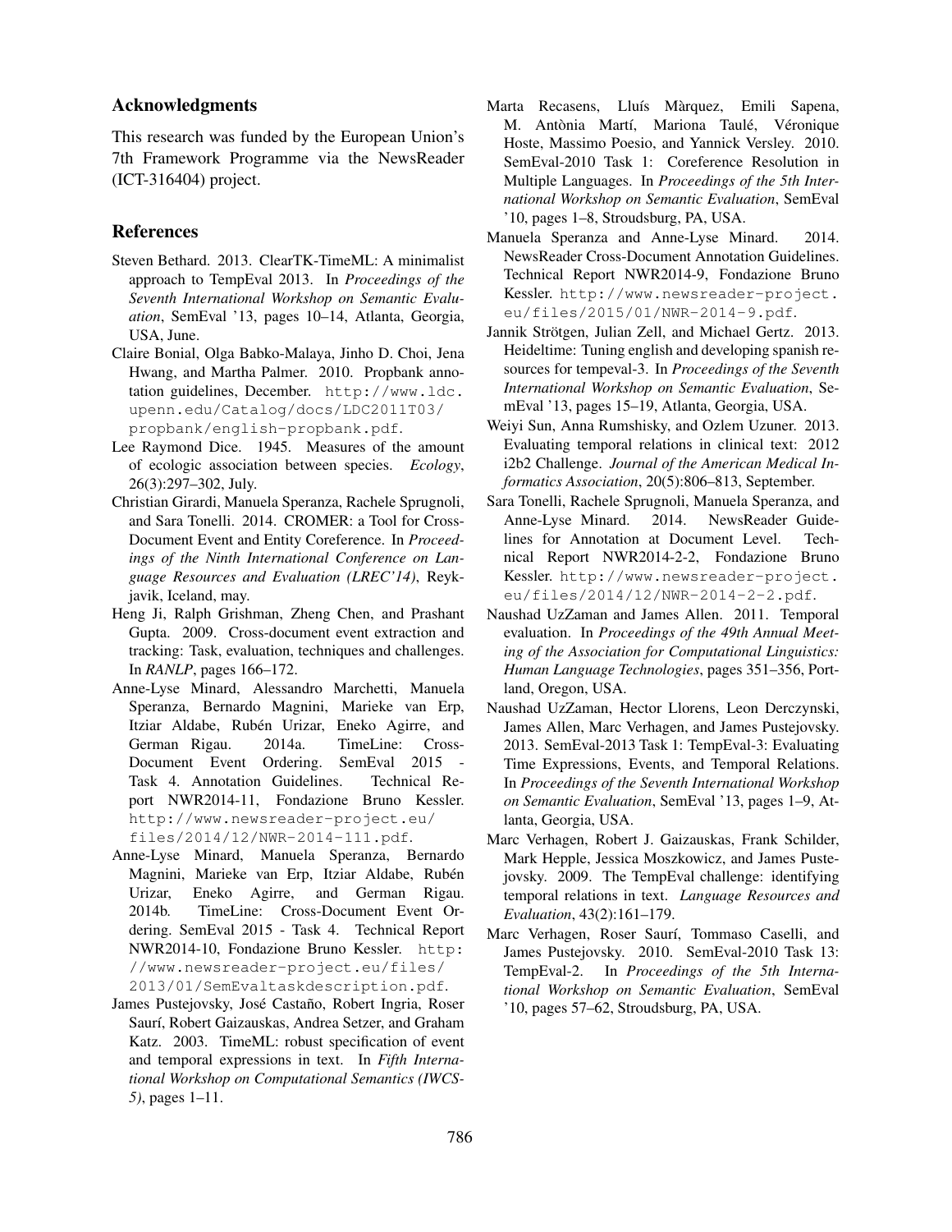## Acknowledgments

This research was funded by the European Union's 7th Framework Programme via the NewsReader (ICT-316404) project.

## References

Steven Bethard. 2013. ClearTK-TimeML: A minimalist approach to TempEval 2013. In *Proceedings of the Seventh International Workshop on Semantic Evaluation*, SemEval '13, pages 10–14, Atlanta, Georgia, USA, June.

Claire Bonial, Olga Babko-Malaya, Jinho D. Choi, Jena Hwang, and Martha Palmer. 2010. Propbank annotation guidelines, December. http://www.ldc.upenn.edu/Catalog/docs/LDC2011T03/propbank/english-propbank.pdf.

Lee Raymond Dice. 1945. Measures of the amount of ecologic association between species. *Ecology*, 26(3):297–302, July.

Christian Girardi, Manuela Speranza, Rachele Sprugnoli, and Sara Tonelli. 2014. CROMER: a Tool for Cross-Document Event and Entity Coreference. In *Proceedings of the Ninth International Conference on Language Resources and Evaluation (LREC'14)*, Reykjavik, Iceland, may.

Heng Ji, Ralph Grishman, Zheng Chen, and Prashant Gupta. 2009. Cross-document event extraction and tracking: Task, evaluation, techniques and challenges. In *RANLP*, pages 166–172.

Anne-Lyse Minard, Alessandro Marchetti, Manuela Speranza, Bernardo Magnini, Marieke van Erp, Itziar Aldabe, Rubén Urizar, Eneko Agirre, and German Rigau. 2014a. TimeLine: Cross-Document Event Ordering. SemEval 2015 - Task 4. Annotation Guidelines. Technical Report NWR2014-11, Fondazione Bruno Kessler. http://www.newsreader-project.eu/files/2014/12/NWR-2014-111.pdf.

Anne-Lyse Minard, Manuela Speranza, Bernardo Magnini, Marieke van Erp, Itziar Aldabe, Rubén Urizar, Eneko Agirre, and German Rigau. 2014b. TimeLine: Cross-Document Event Ordering. SemEval 2015 - Task 4. Technical Report NWR2014-10, Fondazione Bruno Kessler. http://www.newsreader-project.eu/files/2013/01/SemEvaltaskdescription.pdf.

James Pustejovsky, José Castaño, Robert Ingria, Roser Saurí, Robert Gaizauskas, Andrea Setzer, and Graham Katz. 2003. TimeML: robust specification of event and temporal expressions in text. In *Fifth International Workshop on Computational Semantics (IWCS-5)*, pages 1–11.

Marta Recasens, Lluís Màrquez, Emili Sapena, M. Antònia Martí, Mariona Taulé, Véronique Hoste, Massimo Poesio, and Yannick Versley. 2010. SemEval-2010 Task 1: Coreference Resolution in Multiple Languages. In *Proceedings of the 5th International Workshop on Semantic Evaluation*, SemEval '10, pages 1–8, Stroudsburg, PA, USA.

Manuela Speranza and Anne-Lyse Minard. 2014. NewsReader Cross-Document Annotation Guidelines. Technical Report NWR2014-9, Fondazione Bruno Kessler. http://www.newsreader-project.eu/files/2015/01/NWR-2014-9.pdf.

Jannik Strötgen, Julian Zell, and Michael Gertz. 2013. Heideltime: Tuning english and developing spanish resources for tempeval-3. In *Proceedings of the Seventh International Workshop on Semantic Evaluation*, SemEval '13, pages 15–19, Atlanta, Georgia, USA.

Weiyi Sun, Anna Rumshisky, and Ozlem Uzuner. 2013. Evaluating temporal relations in clinical text: 2012 i2b2 Challenge. *Journal of the American Medical Informatics Association*, 20(5):806–813, September.

Sara Tonelli, Rachele Sprugnoli, Manuela Speranza, and Anne-Lyse Minard. 2014. NewsReader Guidelines for Annotation at Document Level. Technical Report NWR2014-2-2, Fondazione Bruno Kessler. http://www.newsreader-project.eu/files/2014/12/NWR-2014-2-2.pdf.

Naushad UzZaman and James Allen. 2011. Temporal evaluation. In *Proceedings of the 49th Annual Meeting of the Association for Computational Linguistics: Human Language Technologies*, pages 351–356, Portland, Oregon, USA.

Naushad UzZaman, Hector Llorens, Leon Derczynski, James Allen, Marc Verhagen, and James Pustejovsky. 2013. SemEval-2013 Task 1: TempEval-3: Evaluating Time Expressions, Events, and Temporal Relations. In *Proceedings of the Seventh International Workshop on Semantic Evaluation*, SemEval '13, pages 1–9, Atlanta, Georgia, USA.

Marc Verhagen, Robert J. Gaizauskas, Frank Schilder, Mark Hepple, Jessica Moszkowicz, and James Pustejovsky. 2009. The TempEval challenge: identifying temporal relations in text. *Language Resources and Evaluation*, 43(2):161–179.

Marc Verhagen, Roser Saurí, Tommaso Caselli, and James Pustejovsky. 2010. SemEval-2010 Task 13: TempEval-2. In *Proceedings of the 5th International Workshop on Semantic Evaluation*, SemEval '10, pages 57–62, Stroudsburg, PA, USA.